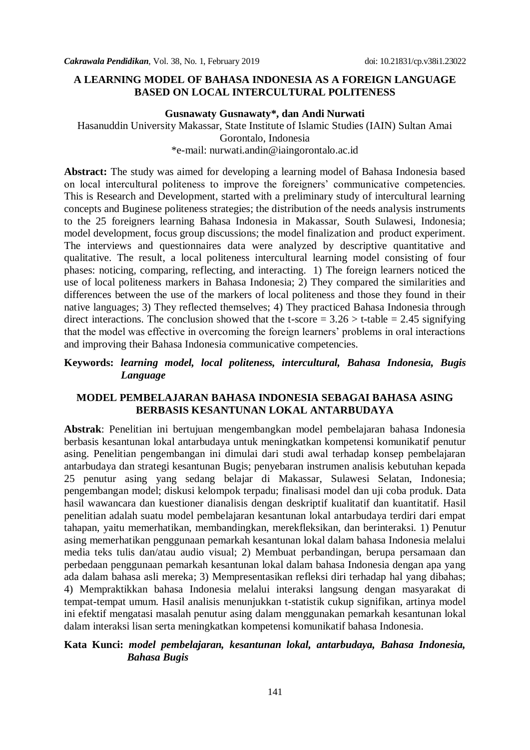# A LEARNING MODEL OF BAHASA INDONESIA AS A FOREIGN LANGUAGE BASED ON LOCAL INTERCULTURAL POLITENESS

**Gusnawaty Gusnawaty\*, dan Andi Nurwati**

Hasanuddin University Makassar, State Institute of Islamic Studies (IAIN) Sultan Amai Gorontalo, Indonesia

\*e-mail: nurwati.andin@iaingorontalo.ac.id

**Abstract:** The study was aimed for developing a learning model of Bahasa Indonesia based on local intercultural politeness to improve the foreigners' communicative competencies. This is Research and Development, started with a preliminary study of intercultural learning concepts and Buginese politeness strategies; the distribution of the needs analysis instruments to the 25 foreigners learning Bahasa Indonesia in Makassar, South Sulawesi, Indonesia; model development, focus group discussions; the model finalization and product experiment. The interviews and questionnaires data were analyzed by descriptive quantitative and qualitative. The result, a local politeness intercultural learning model consisting of four phases: noticing, comparing, reflecting, and interacting. 1) The foreign learners noticed the use of local politeness markers in Bahasa Indonesia; 2) They compared the similarities and differences between the use of the markers of local politeness and those they found in their native languages; 3) They reflected themselves; 4) They practiced Bahasa Indonesia through direct interactions. The conclusion showed that the t-score = 3.26 > t-table = 2.45 signifying that the model was effective in overcoming the foreign learners' problems in oral interactions and improving their Bahasa Indonesia communicative competencies.

**Keywords:** ***learning model, local politeness, intercultural, Bahasa Indonesia, Bugis Language***

## MODEL PEMBELAJARAN BAHASA INDONESIA SEBAGAI BAHASA ASING BERBASIS KESANTUNAN LOKAL ANTARBUDAYA

**Abstrak**: Penelitian ini bertujuan mengembangkan model pembelajaran bahasa Indonesia berbasis kesantunan lokal antarbudaya untuk meningkatkan kompetensi komunikatif penutur asing. Penelitian pengembangan ini dimulai dari studi awal terhadap konsep pembelajaran antarbudaya dan strategi kesantunan Bugis; penyebaran instrumen analisis kebutuhan kepada 25 penutur asing yang sedang belajar di Makassar, Sulawesi Selatan, Indonesia; pengembangan model; diskusi kelompok terpadu; finalisasi model dan uji coba produk. Data hasil wawancara dan kuestioner dianalisis dengan deskriptif kualitatif dan kuantitatif. Hasil penelitian adalah suatu model pembelajaran kesantunan lokal antarbudaya terdiri dari empat tahapan, yaitu memerhatikan, membandingkan, merekfleksikan, dan berinteraksi. 1) Penutur asing memerhatikan penggunaan pemarkah kesantunan lokal dalam bahasa Indonesia melalui media teks tulis dan/atau audio visual; 2) Membuat perbandingan, berupa persamaan dan perbedaan penggunaan pemarkah kesantunan lokal dalam bahasa Indonesia dengan apa yang ada dalam bahasa asli mereka; 3) Mempresentasikan refleksi diri terhadap hal yang dibahas; 4) Mempraktikkan bahasa Indonesia melalui interaksi langsung dengan masyarakat di tempat-tempat umum. Hasil analisis menunjukkan t-statistik cukup signifikan, artinya model ini efektif mengatasi masalah penutur asing dalam menggunakan pemarkah kesantunan lokal dalam interaksi lisan serta meningkatkan kompetensi komunikatif bahasa Indonesia.

**Kata Kunci:** ***model pembelajaran, kesantunan lokal, antarbudaya, Bahasa Indonesia, Bahasa Bugis***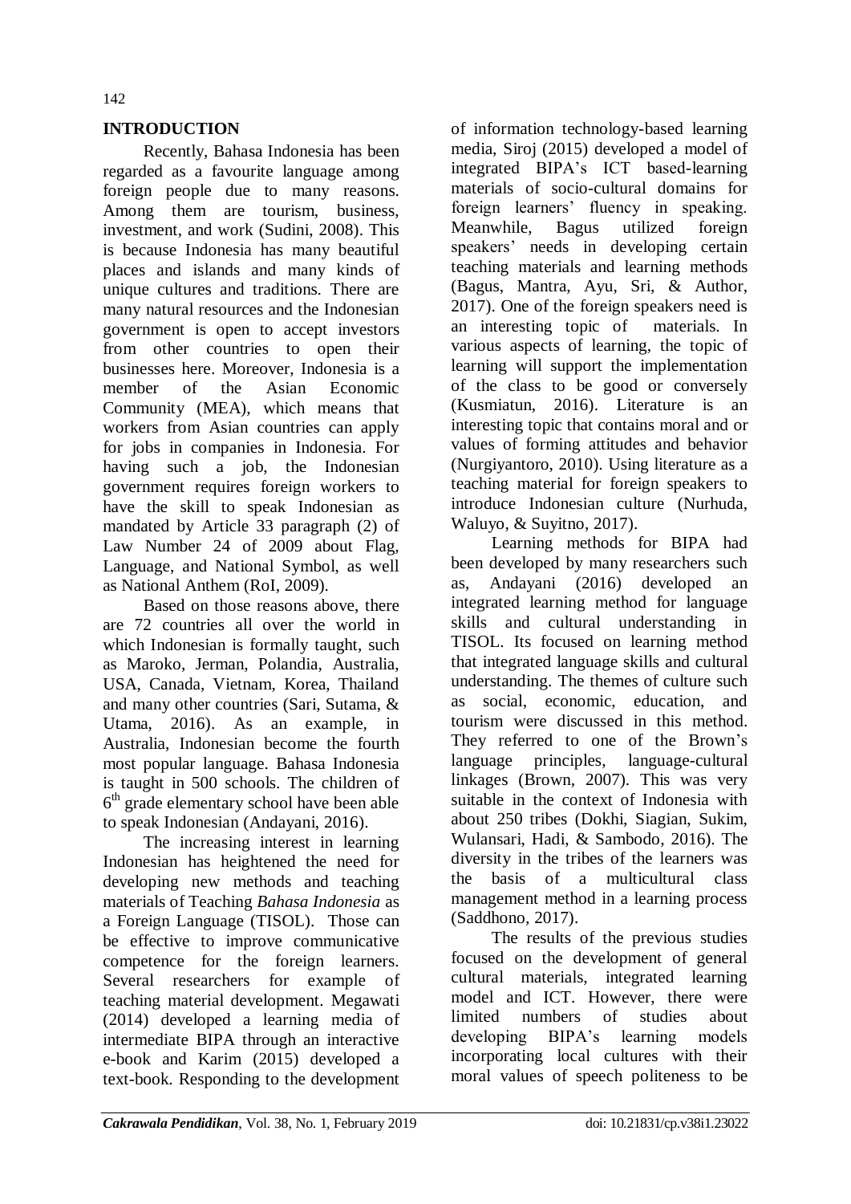## INTRODUCTION

Recently, Bahasa Indonesia has been regarded as a favourite language among foreign people due to many reasons. Among them are tourism, business, investment, and work (Sudini, 2008). This is because Indonesia has many beautiful places and islands and many kinds of unique cultures and traditions. There are many natural resources and the Indonesian government is open to accept investors from other countries to open their businesses here. Moreover, Indonesia is a member of the Asian Economic Community (MEA), which means that workers from Asian countries can apply for jobs in companies in Indonesia. For having such a job, the Indonesian government requires foreign workers to have the skill to speak Indonesian as mandated by Article 33 paragraph (2) of Law Number 24 of 2009 about Flag, Language, and National Symbol, as well as National Anthem (RoI, 2009).

Based on those reasons above, there are 72 countries all over the world in which Indonesian is formally taught, such as Maroko, Jerman, Polandia, Australia, USA, Canada, Vietnam, Korea, Thailand and many other countries (Sari, Sutama, & Utama, 2016). As an example, in Australia, Indonesian become the fourth most popular language. Bahasa Indonesia is taught in 500 schools. The children of 6th grade elementary school have been able to speak Indonesian (Andayani, 2016).

The increasing interest in learning Indonesian has heightened the need for developing new methods and teaching materials of Teaching *Bahasa Indonesia* as a Foreign Language (TISOL). Those can be effective to improve communicative competence for the foreign learners. Several researchers for example of teaching material development. Megawati (2014) developed a learning media of intermediate BIPA through an interactive e-book and Karim (2015) developed a text-book. Responding to the development of information technology-based learning media, Siroj (2015) developed a model of integrated BIPA's ICT based-learning materials of socio-cultural domains for foreign learners' fluency in speaking. Meanwhile, Bagus utilized foreign speakers' needs in developing certain teaching materials and learning methods (Bagus, Mantra, Ayu, Sri, & Author, 2017). One of the foreign speakers need is an interesting topic of materials. In various aspects of learning, the topic of learning will support the implementation of the class to be good or conversely (Kusmiatun, 2016). Literature is an interesting topic that contains moral and or values of forming attitudes and behavior (Nurgiyantoro, 2010). Using literature as a teaching material for foreign speakers to introduce Indonesian culture (Nurhuda, Waluyo, & Suyitno, 2017).

Learning methods for BIPA had been developed by many researchers such as, Andayani (2016) developed an integrated learning method for language skills and cultural understanding in TISOL. Its focused on learning method that integrated language skills and cultural understanding. The themes of culture such as social, economic, education, and tourism were discussed in this method. They referred to one of the Brown's language principles, language-cultural linkages (Brown, 2007). This was very suitable in the context of Indonesia with about 250 tribes (Dokhi, Siagian, Sukim, Wulansari, Hadi, & Sambodo, 2016). The diversity in the tribes of the learners was the basis of a multicultural class management method in a learning process (Saddhono, 2017).

The results of the previous studies focused on the development of general cultural materials, integrated learning model and ICT. However, there were limited numbers of studies about developing BIPA's learning models incorporating local cultures with their moral values of speech politeness to be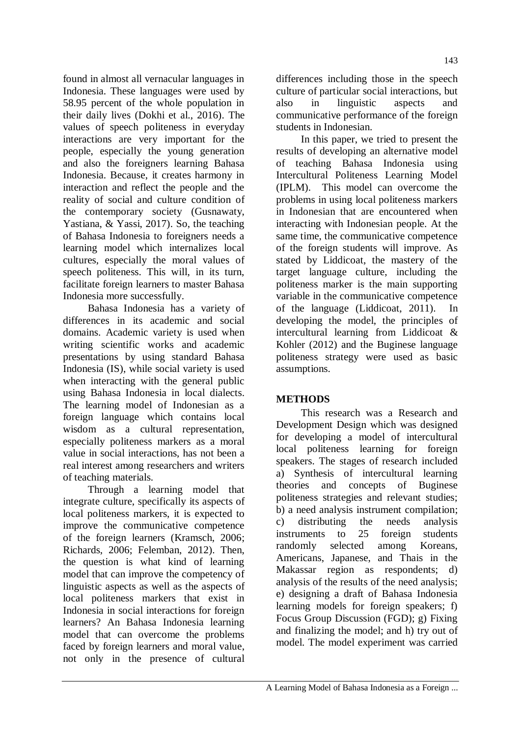found in almost all vernacular languages in Indonesia. These languages were used by 58.95 percent of the whole population in their daily lives (Dokhi et al., 2016). The values of speech politeness in everyday interactions are very important for the people, especially the young generation and also the foreigners learning Bahasa Indonesia. Because, it creates harmony in interaction and reflect the people and the reality of social and culture condition of the contemporary society (Gusnawaty, Yastiana, & Yassi, 2017). So, the teaching of Bahasa Indonesia to foreigners needs a learning model which internalizes local cultures, especially the moral values of speech politeness. This will, in its turn, facilitate foreign learners to master Bahasa Indonesia more successfully.

Bahasa Indonesia has a variety of differences in its academic and social domains. Academic variety is used when writing scientific works and academic presentations by using standard Bahasa Indonesia (IS), while social variety is used when interacting with the general public using Bahasa Indonesia in local dialects. The learning model of Indonesian as a foreign language which contains local wisdom as a cultural representation, especially politeness markers as a moral value in social interactions, has not been a real interest among researchers and writers of teaching materials.

Through a learning model that integrate culture, specifically its aspects of local politeness markers, it is expected to improve the communicative competence of the foreign learners (Kramsch, 2006; Richards, 2006; Felemban, 2012). Then, the question is what kind of learning model that can improve the competency of linguistic aspects as well as the aspects of local politeness markers that exist in Indonesia in social interactions for foreign learners? An Bahasa Indonesia learning model that can overcome the problems faced by foreign learners and moral value, not only in the presence of cultural differences including those in the speech culture of particular social interactions, but also in linguistic aspects and communicative performance of the foreign students in Indonesian.

In this paper, we tried to present the results of developing an alternative model of teaching Bahasa Indonesia using Intercultural Politeness Learning Model (IPLM). This model can overcome the problems in using local politeness markers in Indonesian that are encountered when interacting with Indonesian people. At the same time, the communicative competence of the foreign students will improve. As stated by Liddicoat, the mastery of the target language culture, including the politeness marker is the main supporting variable in the communicative competence of the language (Liddicoat, 2011). In developing the model, the principles of intercultural learning from Liddicoat & Kohler (2012) and the Buginese language politeness strategy were used as basic assumptions.

## METHODS

This research was a Research and Development Design which was designed for developing a model of intercultural local politeness learning for foreign speakers. The stages of research included a) Synthesis of intercultural learning theories and concepts of Buginese politeness strategies and relevant studies; b) a need analysis instrument compilation; c) distributing the needs analysis instruments to 25 foreign students randomly selected among Koreans, Americans, Japanese, and Thais in the Makassar region as respondents; d) analysis of the results of the need analysis; e) designing a draft of Bahasa Indonesia learning models for foreign speakers; f) Focus Group Discussion (FGD); g) Fixing and finalizing the model; and h) try out of model. The model experiment was carried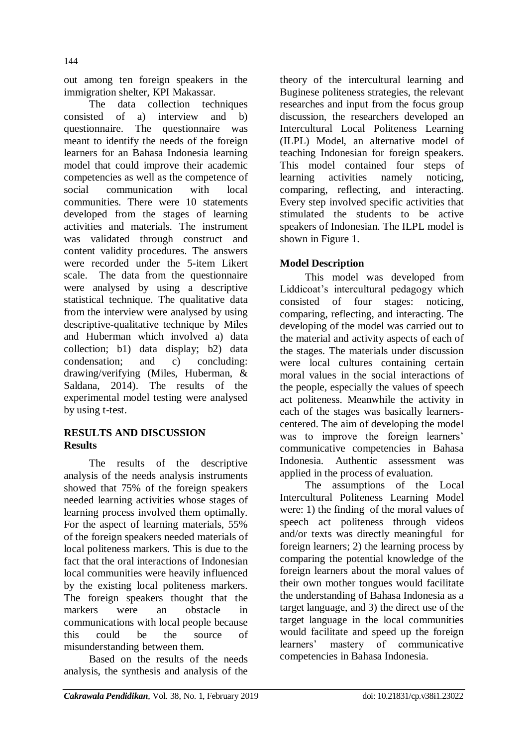out among ten foreign speakers in the immigration shelter, KPI Makassar.

The data collection techniques consisted of a) interview and b) questionnaire. The questionnaire was meant to identify the needs of the foreign learners for an Bahasa Indonesia learning model that could improve their academic competencies as well as the competence of social communication with local communities. There were 10 statements developed from the stages of learning activities and materials. The instrument was validated through construct and content validity procedures. The answers were recorded under the 5-item Likert scale. The data from the questionnaire were analysed by using a descriptive statistical technique. The qualitative data from the interview were analysed by using descriptive-qualitative technique by Miles and Huberman which involved a) data collection; b1) data display; b2) data condensation; and c) concluding: drawing/verifying (Miles, Huberman, & Saldana, 2014). The results of the experimental model testing were analysed by using t-test.

## RESULTS AND DISCUSSION

### Results

The results of the descriptive analysis of the needs analysis instruments showed that 75% of the foreign speakers needed learning activities whose stages of learning process involved them optimally. For the aspect of learning materials, 55% of the foreign speakers needed materials of local politeness markers. This is due to the fact that the oral interactions of Indonesian local communities were heavily influenced by the existing local politeness markers. The foreign speakers thought that the markers were an obstacle in communications with local people because this could be the source of misunderstanding between them.

Based on the results of the needs analysis, the synthesis and analysis of the theory of the intercultural learning and Buginese politeness strategies, the relevant researches and input from the focus group discussion, the researchers developed an Intercultural Local Politeness Learning (ILPL) Model, an alternative model of teaching Indonesian for foreign speakers. This model contained four steps of learning activities namely noticing, comparing, reflecting, and interacting. Every step involved specific activities that stimulated the students to be active speakers of Indonesian. The ILPL model is shown in Figure 1.

### Model Description

This model was developed from Liddicoat's intercultural pedagogy which consisted of four stages: noticing, comparing, reflecting, and interacting. The developing of the model was carried out to the material and activity aspects of each of the stages. The materials under discussion were local cultures containing certain moral values in the social interactions of the people, especially the values of speech act politeness. Meanwhile the activity in each of the stages was basically learners-centered. The aim of developing the model was to improve the foreign learners' communicative competencies in Bahasa Indonesia. Authentic assessment was applied in the process of evaluation.

The assumptions of the Local Intercultural Politeness Learning Model were: 1) the finding of the moral values of speech act politeness through videos and/or texts was directly meaningful for foreign learners; 2) the learning process by comparing the potential knowledge of the foreign learners about the moral values of their own mother tongues would facilitate the understanding of Bahasa Indonesia as a target language, and 3) the direct use of the target language in the local communities would facilitate and speed up the foreign learners' mastery of communicative competencies in Bahasa Indonesia.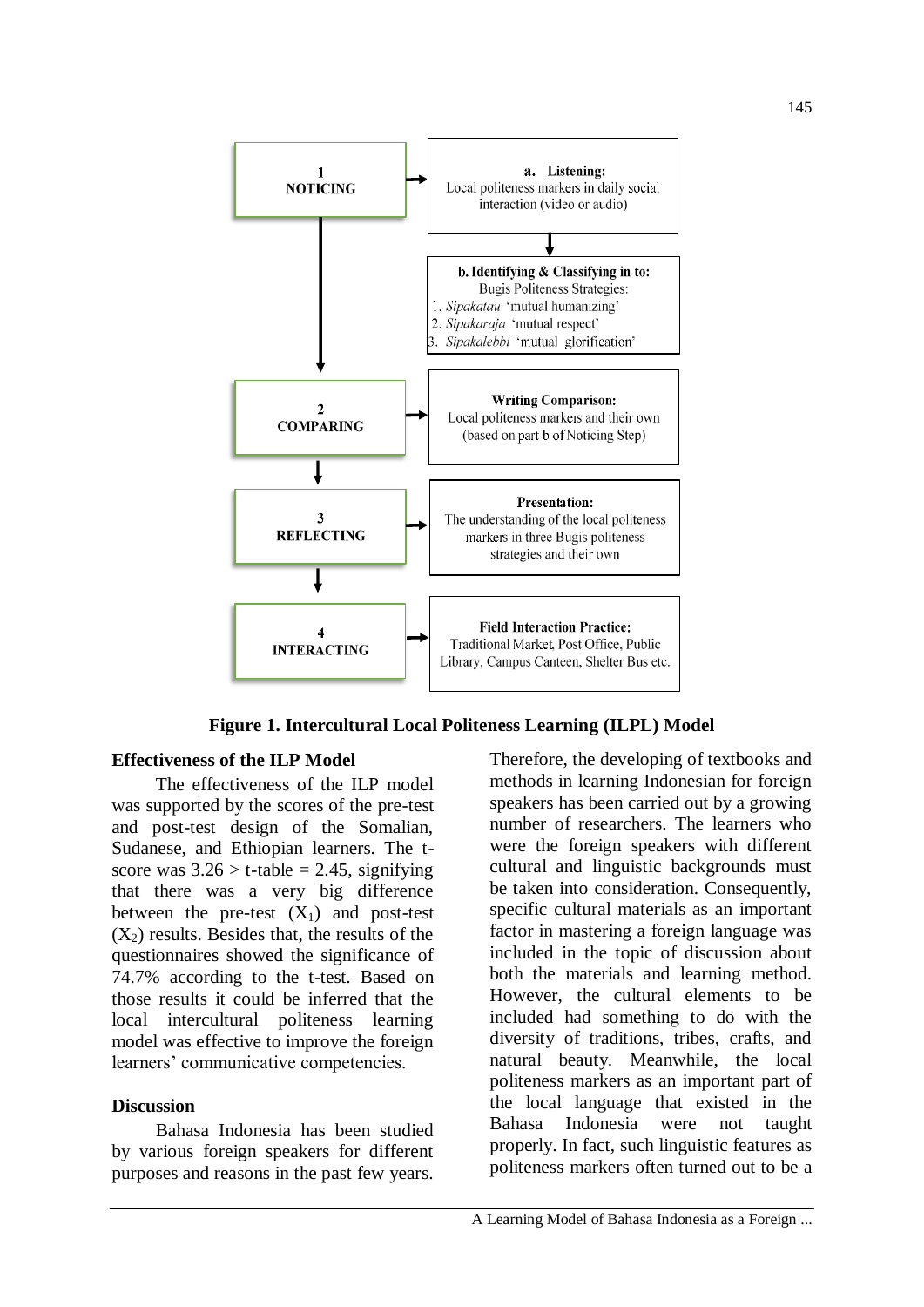1 NOTICING

a. Listening: Local politeness markers in daily social interaction (video or audio)

b. Identifying & Classifying in to: Bugis Politeness Strategies:
1. *Sipakatau* 'mutual humanizing'
2. *Sipakaraja* 'mutual respect'
3. *Sipakalebbi* 'mutual glorification'

2 COMPARING

Writing Comparison: Local politeness markers and their own (based on part b of Noticing Step)

3 REFLECTING

Presentation: The understanding of the local politeness markers in three Bugis politeness strategies and their own

4 INTERACTING

Field Interaction Practice: Traditional Market, Post Office, Public Library, Campus Canteen, Shelter Bus etc.

**Figure 1. Intercultural Local Politeness Learning (ILPL) Model**

## Effectiveness of the ILP Model

The effectiveness of the ILP model was supported by the scores of the pre-test and post-test design of the Somalian, Sudanese, and Ethiopian learners. The t-score was $3.26 >$ t-table $= 2.45$, signifying that there was a very big difference between the pre-test ($X_1$) and post-test ($X_2$) results. Besides that, the results of the questionnaires showed the significance of 74.7% according to the t-test. Based on those results it could be inferred that the local intercultural politeness learning model was effective to improve the foreign learners' communicative competencies.

## Discussion

Bahasa Indonesia has been studied by various foreign speakers for different purposes and reasons in the past few years. Therefore, the developing of textbooks and methods in learning Indonesian for foreign speakers has been carried out by a growing number of researchers. The learners who were the foreign speakers with different cultural and linguistic backgrounds must be taken into consideration. Consequently, specific cultural materials as an important factor in mastering a foreign language was included in the topic of discussion about both the materials and learning method. However, the cultural elements to be included had something to do with the diversity of traditions, tribes, crafts, and natural beauty. Meanwhile, the local politeness markers as an important part of the local language that existed in the Bahasa Indonesia were not taught properly. In fact, such linguistic features as politeness markers often turned out to be a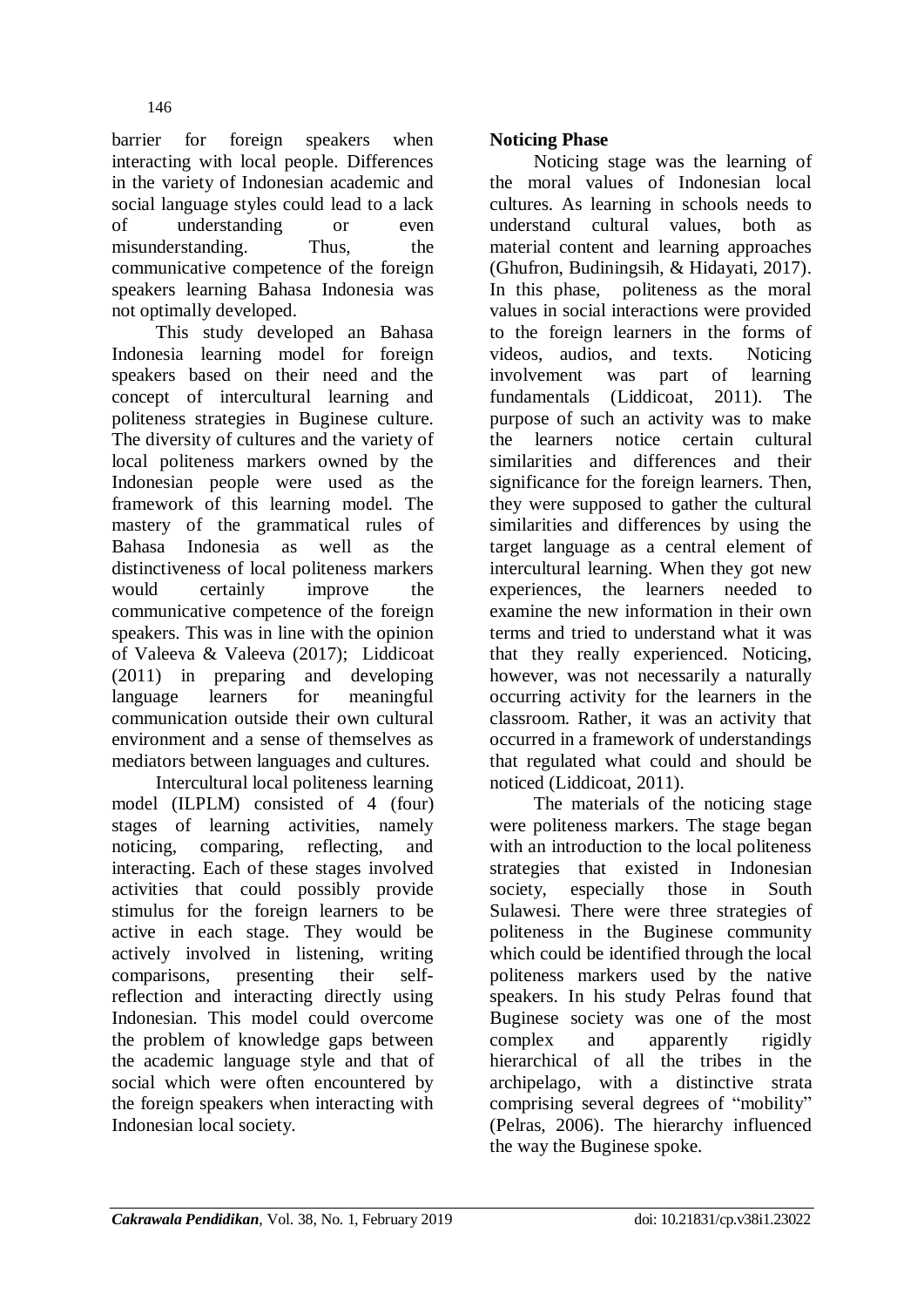barrier for foreign speakers when interacting with local people. Differences in the variety of Indonesian academic and social language styles could lead to a lack of understanding or even misunderstanding. Thus, the communicative competence of the foreign speakers learning Bahasa Indonesia was not optimally developed.

This study developed an Bahasa Indonesia learning model for foreign speakers based on their need and the concept of intercultural learning and politeness strategies in Buginese culture. The diversity of cultures and the variety of local politeness markers owned by the Indonesian people were used as the framework of this learning model. The mastery of the grammatical rules of Bahasa Indonesia as well as the distinctiveness of local politeness markers would certainly improve the communicative competence of the foreign speakers. This was in line with the opinion of Valeeva & Valeeva (2017); Liddicoat (2011) in preparing and developing language learners for meaningful communication outside their own cultural environment and a sense of themselves as mediators between languages and cultures.

Intercultural local politeness learning model (ILPLM) consisted of 4 (four) stages of learning activities, namely noticing, comparing, reflecting, and interacting. Each of these stages involved activities that could possibly provide stimulus for the foreign learners to be active in each stage. They would be actively involved in listening, writing comparisons, presenting their self-reflection and interacting directly using Indonesian. This model could overcome the problem of knowledge gaps between the academic language style and that of social which were often encountered by the foreign speakers when interacting with Indonesian local society.

**Noticing Phase**

Noticing stage was the learning of the moral values of Indonesian local cultures. As learning in schools needs to understand cultural values, both as material content and learning approaches (Ghufron, Budiningsih, & Hidayati, 2017). In this phase, politeness as the moral values in social interactions were provided to the foreign learners in the forms of videos, audios, and texts. Noticing involvement was part of learning fundamentals (Liddicoat, 2011). The purpose of such an activity was to make the learners notice certain cultural similarities and differences and their significance for the foreign learners. Then, they were supposed to gather the cultural similarities and differences by using the target language as a central element of intercultural learning. When they got new experiences, the learners needed to examine the new information in their own terms and tried to understand what it was that they really experienced. Noticing, however, was not necessarily a naturally occurring activity for the learners in the classroom. Rather, it was an activity that occurred in a framework of understandings that regulated what could and should be noticed (Liddicoat, 2011).

The materials of the noticing stage were politeness markers. The stage began with an introduction to the local politeness strategies that existed in Indonesian society, especially those in South Sulawesi. There were three strategies of politeness in the Buginese community which could be identified through the local politeness markers used by the native speakers. In his study Pelras found that Buginese society was one of the most complex and apparently rigidly hierarchical of all the tribes in the archipelago, with a distinctive strata comprising several degrees of "mobility" (Pelras, 2006). The hierarchy influenced the way the Buginese spoke.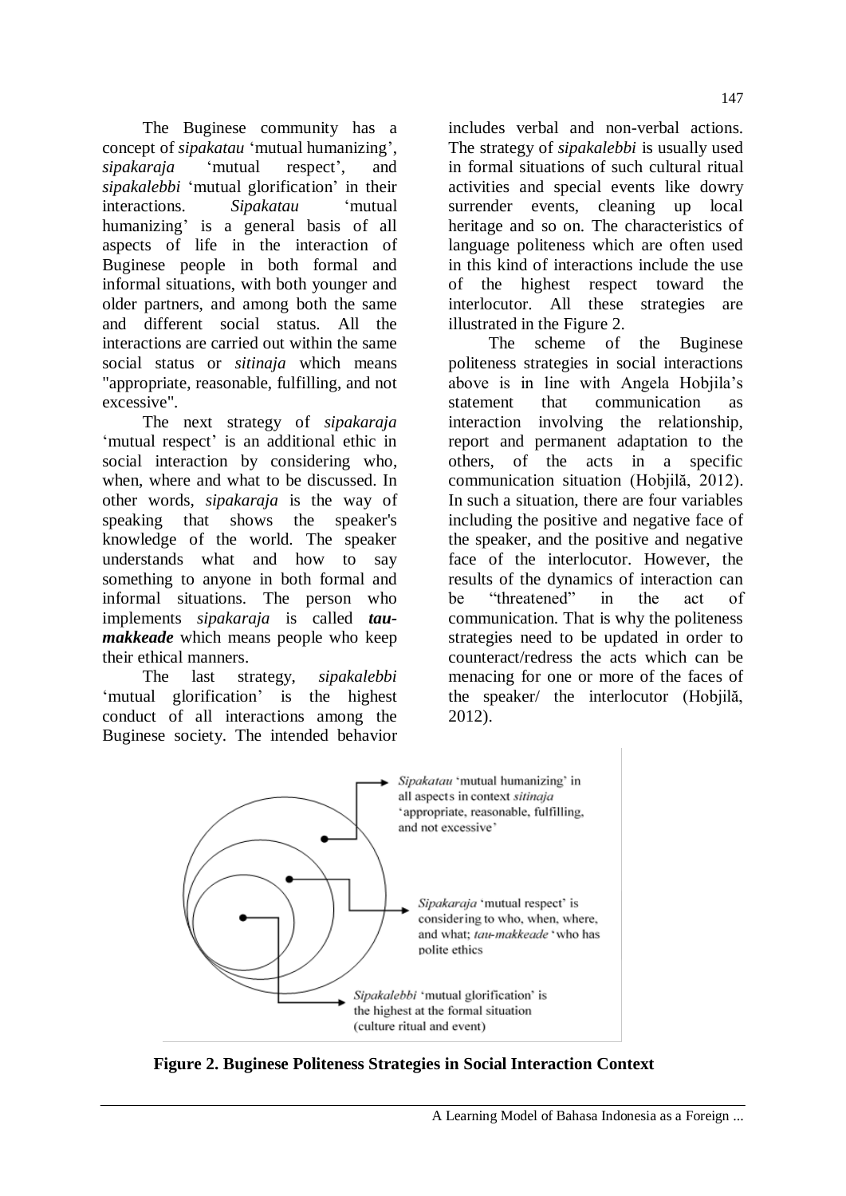The Buginese community has a concept of *sipakatau* 'mutual humanizing', *sipakaraja* 'mutual respect', and *sipakalebbi* 'mutual glorification' in their interactions. *Sipakatau* 'mutual humanizing' is a general basis of all aspects of life in the interaction of Buginese people in both formal and informal situations, with both younger and older partners, and among both the same and different social status. All the interactions are carried out within the same social status or *sitinaja* which means "appropriate, reasonable, fulfilling, and not excessive".

The next strategy of *sipakaraja* 'mutual respect' is an additional ethic in social interaction by considering who, when, where and what to be discussed. In other words, *sipakaraja* is the way of speaking that shows the speaker's knowledge of the world. The speaker understands what and how to say something to anyone in both formal and informal situations. The person who implements *sipakaraja* is called ***tau-makkeade*** which means people who keep their ethical manners.

The last strategy, *sipakalebbi* 'mutual glorification' is the highest conduct of all interactions among the Buginese society. The intended behavior includes verbal and non-verbal actions. The strategy of *sipakalebbi* is usually used in formal situations of such cultural ritual activities and special events like dowry surrender events, cleaning up local heritage and so on. The characteristics of language politeness which are often used in this kind of interactions include the use of the highest respect toward the interlocutor. All these strategies are illustrated in the Figure 2.

The scheme of the Buginese politeness strategies in social interactions above is in line with Angela Hobjila's statement that communication as interaction involving the relationship, report and permanent adaptation to the others, of the acts in a specific communication situation (Hobjilă, 2012). In such a situation, there are four variables including the positive and negative face of the speaker, and the positive and negative face of the interlocutor. However, the results of the dynamics of interaction can be "threatened" in the act of communication. That is why the politeness strategies need to be updated in order to counteract/redress the acts which can be menacing for one or more of the faces of the speaker/ the interlocutor (Hobjilă, 2012).

*Sipakatau* 'mutual humanizing' in all aspects in context *sitinaja* 'appropriate, reasonable, fulfilling, and not excessive'

*Sipakaraja* 'mutual respect' is considering to who, when, where, and what; *tau-makkeade* 'who has polite ethics

*Sipakalebbi* 'mutual glorification' is the highest at the formal situation (culture ritual and event)

**Figure 2. Buginese Politeness Strategies in Social Interaction Context**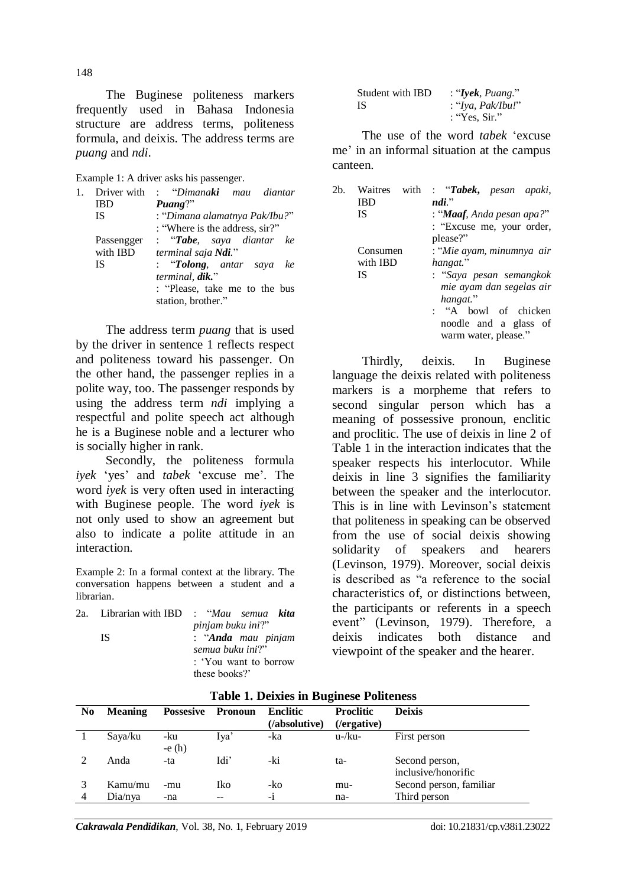The Buginese politeness markers frequently used in Bahasa Indonesia structure are address terms, politeness formula, and deixis. The address terms are *puang* and *ndi*.

Example 1: A driver asks his passenger.

1. Driver with IBD : "*Dimana**ki** mau diantar **Puang**?*"
   IS : "*Dimana alamatnya Pak/Ibu?*"
   : "Where is the address, sir?"
   Passengger with IBD : "***Tabe**, saya diantar ke terminal saja **Ndi**.*"
   IS : "***Tolong**, antar saya ke terminal, **dik**.*"
   : "Please, take me to the bus station, brother."

The address term *puang* that is used by the driver in sentence 1 reflects respect and politeness toward his passenger. On the other hand, the passenger replies in a polite way, too. The passenger responds by using the address term *ndi* implying a respectful and polite speech act although he is a Buginese noble and a lecturer who is socially higher in rank.

Secondly, the politeness formula *iyek* 'yes' and *tabek* 'excuse me'. The word *iyek* is very often used in interacting with Buginese people. The word *iyek* is not only used to show an agreement but also to indicate a polite attitude in an interaction.

Example 2: In a formal context at the library. The conversation happens between a student and a librarian.

2a. Librarian with IBD : "*Mau semua **kita** pinjam buku ini?*"
   IS : "***Anda** mau pinjam semua buku ini?*"
   : 'You want to borrow these books?'
   Student with IBD : "***Iyek**, Puang.*"
   IS : "*Iya, Pak/Ibu!*"
   : "Yes, Sir."

The use of the word *tabek* 'excuse me' in an informal situation at the campus canteen.

2b. Waitres with IBD : "***Tabek**, pesan apaki, **ndi**.*"
   IS : "***Maaf**, Anda pesan apa?*"
   : "Excuse me, your order, please?"
   Consumen with IBD : "*Mie ayam, minumnya air hangat.*"
   IS : "*Saya pesan semangkok mie ayam dan segelas air hangat.*"
   : "A bowl of chicken noodle and a glass of warm water, please."

Thirdly, deixis. In Buginese language the deixis related with politeness markers is a morpheme that refers to second singular person which has a meaning of possessive pronoun, enclitic and proclitic. The use of deixis in line 2 of Table 1 in the interaction indicates that the speaker respects his interlocutor. While deixis in line 3 signifies the familiarity between the speaker and the interlocutor. This is in line with Levinson's statement that politeness in speaking can be observed from the use of social deixis showing solidarity of speakers and hearers (Levinson, 1979). Moreover, social deixis is described as "a reference to the social characteristics of, or distinctions between, the participants or referents in a speech event" (Levinson, 1979). Therefore, a deixis indicates both distance and viewpoint of the speaker and the hearer.

**Table 1. Deixies in Buginese Politeness**

| No | Meaning | Possesive | Pronoun | Enclitic (/absolutive) | Proclitic (/ergative) | Deixis |
|---|---|---|---|---|---|---|
| 1 | Saya/ku | -ku -e (h) | Iya' | -ka | u-/ku- | First person |
| 2 | Anda | -ta | Idi' | -ki | ta- | Second person, inclusive/honorific |
| 3 | Kamu/mu | -mu | Iko | -ko | mu- | Second person, familiar |
| 4 | Dia/nya | -na | -- | -i | na- | Third person |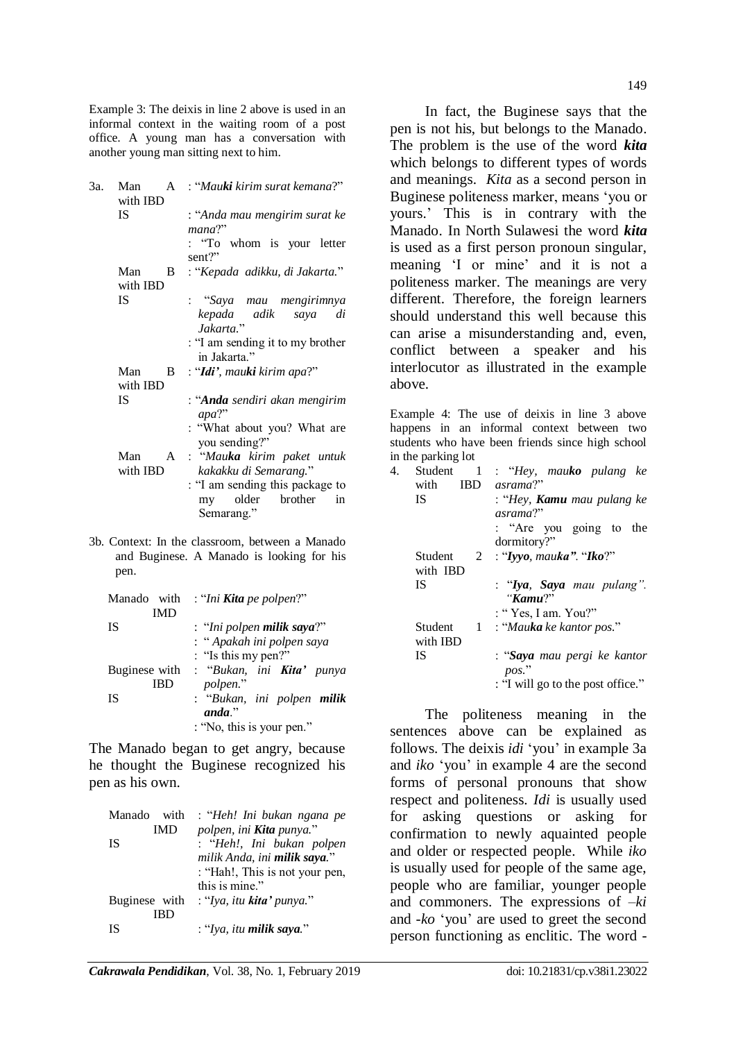Example 3: The deixis in line 2 above is used in an informal context in the waiting room of a post office. A young man has a conversation with another young man sitting next to him.

3a. Man A with IBD : "*Mau**ki** kirim surat kemana*?"

IS : "*Anda mau mengirim surat ke mana*?"

: "To whom is your letter sent?"

Man B with IBD : "*Kepada adikku, di Jakarta.*"

IS : "*Saya mau mengirimnya kepada adik saya di Jakarta.*"

: "I am sending it to my brother in Jakarta."

Man B with IBD : "***Idi'***, *mau**ki** kirim apa*?"

IS : "***Anda** sendiri akan mengirim apa*?"

: "What about you? What are you sending?"

Man A with IBD : "*Mau**ka** kirim paket untuk kakakku di Semarang.*"

: "I am sending this package to my older brother in Semarang."

3b. Context: In the classroom, between a Manado and Buginese. A Manado is looking for his pen.

Manado with IMD : "*Ini **Kita** pe polpen*?"

IS : "*Ini polpen **milik saya***?"

: " *Apakah ini polpen saya*

: "Is this my pen?"

Buginese with IBD : "*Bukan, ini **Kita'** punya polpen.*"

IS : "*Bukan, ini polpen **milik anda**.*"

: "No, this is your pen."

The Manado began to get angry, because he thought the Buginese recognized his pen as his own.

Manado with IMD : "*Heh! Ini bukan ngana pe polpen, ini **Kita** punya.*"

IS : "*Heh!, Ini bukan polpen milik Anda, ini **milik saya**.*"

: "Hah!, This is not your pen, this is mine."

Buginese with IBD : "*Iya, itu **kita'** punya.*"

IS : "*Iya, itu **milik saya**.*"

In fact, the Buginese says that the pen is not his, but belongs to the Manado. The problem is the use of the word ***kita*** which belongs to different types of words and meanings. *Kita* as a second person in Buginese politeness marker, means 'you or yours.' This is in contrary with the Manado. In North Sulawesi the word ***kita*** is used as a first person pronoun singular, meaning 'I or mine' and it is not a politeness marker. The meanings are very different. Therefore, the foreign learners should understand this well because this can arise a misunderstanding and, even, conflict between a speaker and his interlocutor as illustrated in the example above.

Example 4: The use of deixis in line 3 above happens in an informal context between two students who have been friends since high school in the parking lot

4. Student 1 with IBD : "*Hey, mau**ko** pulang ke asrama*?"

IS : "*Hey, **Kamu** mau pulang ke asrama*?"

: "Are you going to the dormitory?"

Student 2 with IBD : "***Iyyo**, mau**ka**"*. "***Iko***?"

IS : "***Iya**, **Saya** mau pulang". "**Kamu***?"

: " Yes, I am. You?"

Student 1 with IBD : "*Mau**ka** ke kantor pos.*"

IS : "***Saya** mau pergi ke kantor pos.*"

: "I will go to the post office."

The politeness meaning in the sentences above can be explained as follows. The deixis *idi* 'you' in example 3a and *iko* 'you' in example 4 are the second forms of personal pronouns that show respect and politeness. *Idi* is usually used for asking questions or asking for confirmation to newly aquainted people and older or respected people. While *iko* is usually used for people of the same age, people who are familiar, younger people and commoners. The expressions of *–ki* and *-ko* 'you' are used to greet the second person functioning as enclitic. The word -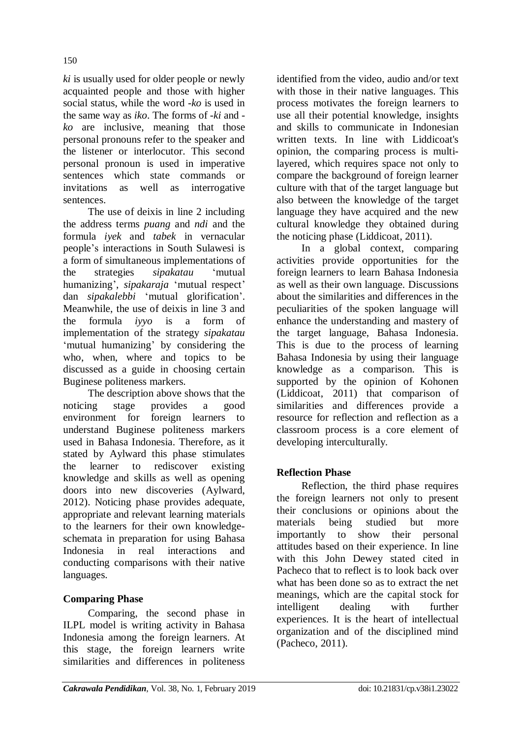*ki* is usually used for older people or newly acquainted people and those with higher social status, while the word *-ko* is used in the same way as *iko*. The forms of *-ki* and *-ko* are inclusive, meaning that those personal pronouns refer to the speaker and the listener or interlocutor. This second personal pronoun is used in imperative sentences which state commands or invitations as well as interrogative sentences.

The use of deixis in line 2 including the address terms *puang* and *ndi* and the formula *iyek* and *tabek* in vernacular people's interactions in South Sulawesi is a form of simultaneous implementations of the strategies *sipakatau* 'mutual humanizing', *sipakaraja* 'mutual respect' dan *sipakalebbi* 'mutual glorification'. Meanwhile, the use of deixis in line 3 and the formula *iyyo* is a form of implementation of the strategy *sipakatau* 'mutual humanizing' by considering the who, when, where and topics to be discussed as a guide in choosing certain Buginese politeness markers.

The description above shows that the noticing stage provides a good environment for foreign learners to understand Buginese politeness markers used in Bahasa Indonesia. Therefore, as it stated by Aylward this phase stimulates the learner to rediscover existing knowledge and skills as well as opening doors into new discoveries (Aylward, 2012). Noticing phase provides adequate, appropriate and relevant learning materials to the learners for their own knowledge-schemata in preparation for using Bahasa Indonesia in real interactions and conducting comparisons with their native languages.

## Comparing Phase

Comparing, the second phase in ILPL model is writing activity in Bahasa Indonesia among the foreign learners. At this stage, the foreign learners write similarities and differences in politeness identified from the video, audio and/or text with those in their native languages. This process motivates the foreign learners to use all their potential knowledge, insights and skills to communicate in Indonesian written texts. In line with Liddicoat's opinion, the comparing process is multi-layered, which requires space not only to compare the background of foreign learner culture with that of the target language but also between the knowledge of the target language they have acquired and the new cultural knowledge they obtained during the noticing phase (Liddicoat, 2011).

In a global context, comparing activities provide opportunities for the foreign learners to learn Bahasa Indonesia as well as their own language. Discussions about the similarities and differences in the peculiarities of the spoken language will enhance the understanding and mastery of the target language, Bahasa Indonesia. This is due to the process of learning Bahasa Indonesia by using their language knowledge as a comparison. This is supported by the opinion of Kohonen (Liddicoat, 2011) that comparison of similarities and differences provide a resource for reflection and reflection as a classroom process is a core element of developing interculturally.

## Reflection Phase

Reflection, the third phase requires the foreign learners not only to present their conclusions or opinions about the materials being studied but more importantly to show their personal attitudes based on their experience. In line with this John Dewey stated cited in Pacheco that to reflect is to look back over what has been done so as to extract the net meanings, which are the capital stock for intelligent dealing with further experiences. It is the heart of intellectual organization and of the disciplined mind (Pacheco, 2011).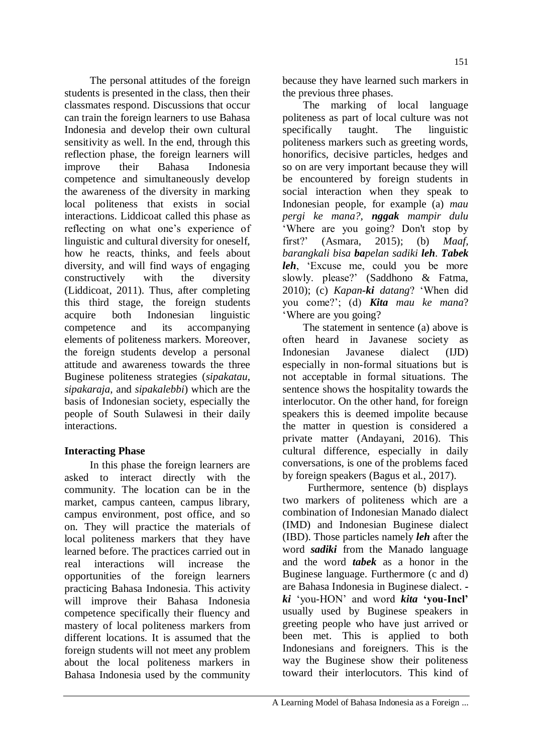The personal attitudes of the foreign students is presented in the class, then their classmates respond. Discussions that occur can train the foreign learners to use Bahasa Indonesia and develop their own cultural sensitivity as well. In the end, through this reflection phase, the foreign learners will improve their Bahasa Indonesia competence and simultaneously develop the awareness of the diversity in marking local politeness that exists in social interactions. Liddicoat called this phase as reflecting on what one's experience of linguistic and cultural diversity for oneself, how he reacts, thinks, and feels about diversity, and will find ways of engaging constructively with the diversity (Liddicoat, 2011). Thus, after completing this third stage, the foreign students acquire both Indonesian linguistic competence and its accompanying elements of politeness markers. Moreover, the foreign students develop a personal attitude and awareness towards the three Buginese politeness strategies (*sipakatau*, *sipakaraja*, and *sipakalebbi*) which are the basis of Indonesian society, especially the people of South Sulawesi in their daily interactions.

**Interacting Phase**

In this phase the foreign learners are asked to interact directly with the community. The location can be in the market, campus canteen, campus library, campus environment, post office, and so on. They will practice the materials of local politeness markers that they have learned before. The practices carried out in real interactions will increase the opportunities of the foreign learners practicing Bahasa Indonesia. This activity will improve their Bahasa Indonesia competence specifically their fluency and mastery of local politeness markers from different locations. It is assumed that the foreign students will not meet any problem about the local politeness markers in Bahasa Indonesia used by the community because they have learned such markers in the previous three phases.

The marking of local language politeness as part of local culture was not specifically taught. The linguistic politeness markers such as greeting words, honorifics, decisive particles, hedges and so on are very important because they will be encountered by foreign students in social interaction when they speak to Indonesian people, for example (a) *mau pergi ke mana?, **nggak** mampir dulu* 'Where are you going? Don't stop by first?' (Asmara, 2015); (b) *Maaf, barangkali bisa **ba**pelan sadiki **leh**. **Tabek leh***, 'Excuse me, could you be more slowly. please?' (Saddhono & Fatma, 2010); (c) *Kapan-**ki** datang*? 'When did you come?'; (d) ***Kita** mau ke mana*? 'Where are you going?

The statement in sentence (a) above is often heard in Javanese society as Indonesian Javanese dialect (IJD) especially in non-formal situations but is not acceptable in formal situations. The sentence shows the hospitality towards the interlocutor. On the other hand, for foreign speakers this is deemed impolite because the matter in question is considered a private matter (Andayani, 2016). This cultural difference, especially in daily conversations, is one of the problems faced by foreign speakers (Bagus et al., 2017).

Furthermore, sentence (b) displays two markers of politeness which are a combination of Indonesian Manado dialect (IMD) and Indonesian Buginese dialect (IBD). Those particles namely ***leh*** after the word ***sadiki*** from the Manado language and the word ***tabek*** as a honor in the Buginese language. Furthermore (c and d) are Bahasa Indonesia in Buginese dialect. ***-ki*** 'you-HON' and word ***kita*** **'you-Incl'** usually used by Buginese speakers in greeting people who have just arrived or been met. This is applied to both Indonesians and foreigners. This is the way the Buginese show their politeness toward their interlocutors. This kind of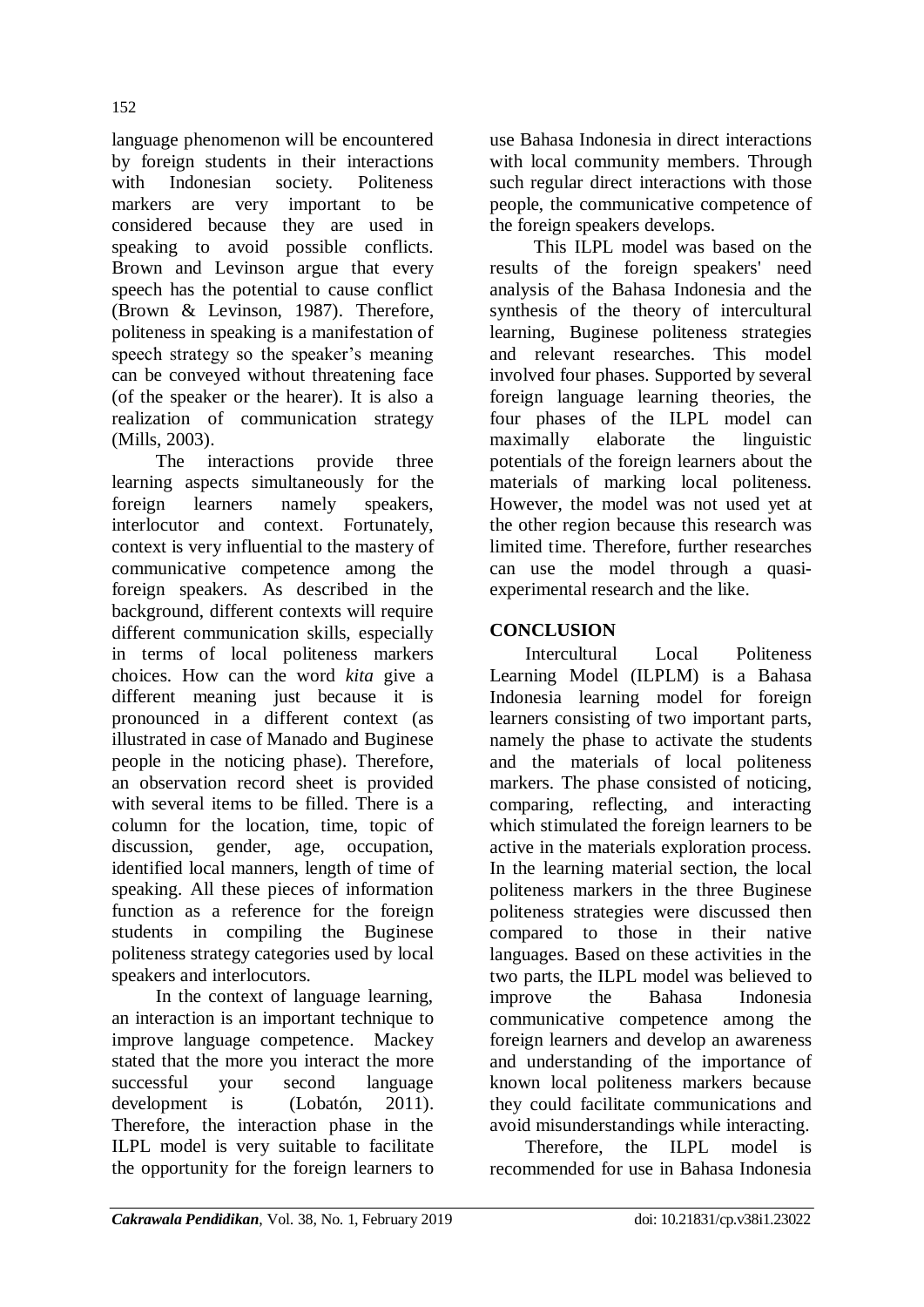language phenomenon will be encountered by foreign students in their interactions with Indonesian society. Politeness markers are very important to be considered because they are used in speaking to avoid possible conflicts. Brown and Levinson argue that every speech has the potential to cause conflict (Brown & Levinson, 1987). Therefore, politeness in speaking is a manifestation of speech strategy so the speaker's meaning can be conveyed without threatening face (of the speaker or the hearer). It is also a realization of communication strategy (Mills, 2003).

The interactions provide three learning aspects simultaneously for the foreign learners namely speakers, interlocutor and context. Fortunately, context is very influential to the mastery of communicative competence among the foreign speakers. As described in the background, different contexts will require different communication skills, especially in terms of local politeness markers choices. How can the word *kita* give a different meaning just because it is pronounced in a different context (as illustrated in case of Manado and Buginese people in the noticing phase). Therefore, an observation record sheet is provided with several items to be filled. There is a column for the location, time, topic of discussion, gender, age, occupation, identified local manners, length of time of speaking. All these pieces of information function as a reference for the foreign students in compiling the Buginese politeness strategy categories used by local speakers and interlocutors.

In the context of language learning, an interaction is an important technique to improve language competence. Mackey stated that the more you interact the more successful your second language development is (Lobatón, 2011). Therefore, the interaction phase in the ILPL model is very suitable to facilitate the opportunity for the foreign learners to use Bahasa Indonesia in direct interactions with local community members. Through such regular direct interactions with those people, the communicative competence of the foreign speakers develops.

This ILPL model was based on the results of the foreign speakers' need analysis of the Bahasa Indonesia and the synthesis of the theory of intercultural learning, Buginese politeness strategies and relevant researches. This model involved four phases. Supported by several foreign language learning theories, the four phases of the ILPL model can maximally elaborate the linguistic potentials of the foreign learners about the materials of marking local politeness. However, the model was not used yet at the other region because this research was limited time. Therefore, further researches can use the model through a quasi-experimental research and the like.

## CONCLUSION

Intercultural Local Politeness Learning Model (ILPLM) is a Bahasa Indonesia learning model for foreign learners consisting of two important parts, namely the phase to activate the students and the materials of local politeness markers. The phase consisted of noticing, comparing, reflecting, and interacting which stimulated the foreign learners to be active in the materials exploration process. In the learning material section, the local politeness markers in the three Buginese politeness strategies were discussed then compared to those in their native languages. Based on these activities in the two parts, the ILPL model was believed to improve the Bahasa Indonesia communicative competence among the foreign learners and develop an awareness and understanding of the importance of known local politeness markers because they could facilitate communications and avoid misunderstandings while interacting.

Therefore, the ILPL model is recommended for use in Bahasa Indonesia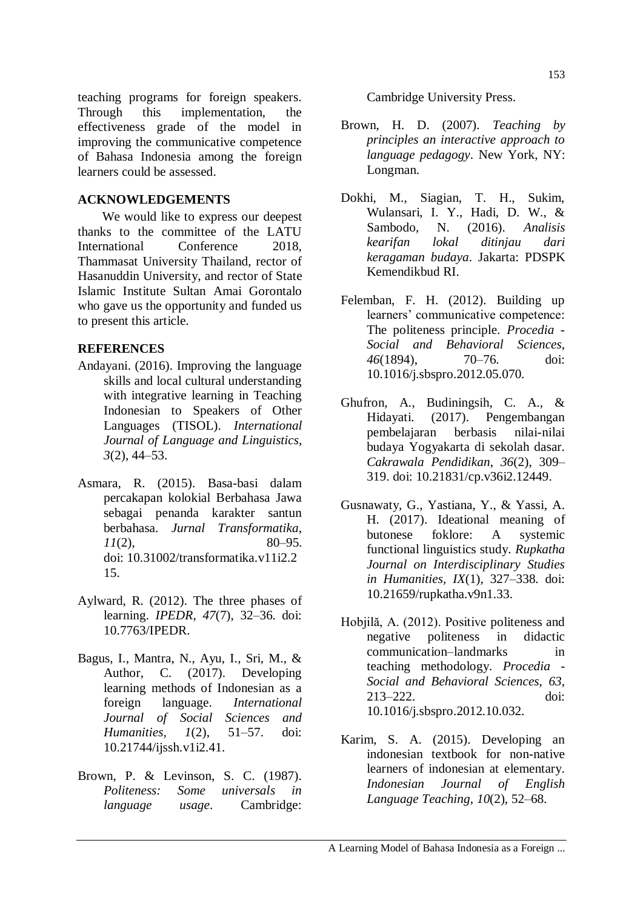teaching programs for foreign speakers. Through this implementation, the effectiveness grade of the model in improving the communicative competence of Bahasa Indonesia among the foreign learners could be assessed.

## ACKNOWLEDGEMENTS

We would like to express our deepest thanks to the committee of the LATU International Conference 2018, Thammasat University Thailand, rector of Hasanuddin University, and rector of State Islamic Institute Sultan Amai Gorontalo who gave us the opportunity and funded us to present this article.

## REFERENCES

Andayani. (2016). Improving the language skills and local cultural understanding with integrative learning in Teaching Indonesian to Speakers of Other Languages (TISOL). *International Journal of Language and Linguistics*, *3*(2), 44–53.

Asmara, R. (2015). Basa-basi dalam percakapan kolokial Berbahasa Jawa sebagai penanda karakter santun berbahasa. *Jurnal Transformatika*, *11*(2), 80–95. doi: 10.31002/transformatika.v11i2.215.

Aylward, R. (2012). The three phases of learning. *IPEDR*, *47*(7), 32–36. doi: 10.7763/IPEDR.

Bagus, I., Mantra, N., Ayu, I., Sri, M., & Author, C. (2017). Developing learning methods of Indonesian as a foreign language. *International Journal of Social Sciences and Humanities*, *1*(2), 51–57. doi: 10.21744/ijssh.v1i2.41.

Brown, P. & Levinson, S. C. (1987). *Politeness: Some universals in language usage*. Cambridge: Cambridge University Press.

Brown, H. D. (2007). *Teaching by principles an interactive approach to language pedagogy*. New York, NY: Longman.

Dokhi, M., Siagian, T. H., Sukim, Wulansari, I. Y., Hadi, D. W., & Sambodo, N. (2016). *Analisis kearifan lokal ditinjau dari keragaman budaya*. Jakarta: PDSPK Kemendikbud RI.

Felemban, F. H. (2012). Building up learners' communicative competence: The politeness principle. *Procedia - Social and Behavioral Sciences*, *46*(1894), 70–76. doi: 10.1016/j.sbspro.2012.05.070.

Ghufron, A., Budiningsih, C. A., & Hidayati. (2017). Pengembangan pembelajaran berbasis nilai-nilai budaya Yogyakarta di sekolah dasar. *Cakrawala Pendidikan*, *36*(2), 309–319. doi: 10.21831/cp.v36i2.12449.

Gusnawaty, G., Yastiana, Y., & Yassi, A. H. (2017). Ideational meaning of butonese foklore: A systemic functional linguistics study. *Rupkatha Journal on Interdisciplinary Studies in Humanities*, *IX*(1), 327–338. doi: 10.21659/rupkatha.v9n1.33.

Hobjilă, A. (2012). Positive politeness and negative politeness in didactic communication–landmarks in teaching methodology. *Procedia - Social and Behavioral Sciences*, *63*, 213–222. doi: 10.1016/j.sbspro.2012.10.032.

Karim, S. A. (2015). Developing an indonesian textbook for non-native learners of indonesian at elementary. *Indonesian Journal of English Language Teaching*, *10*(2), 52–68.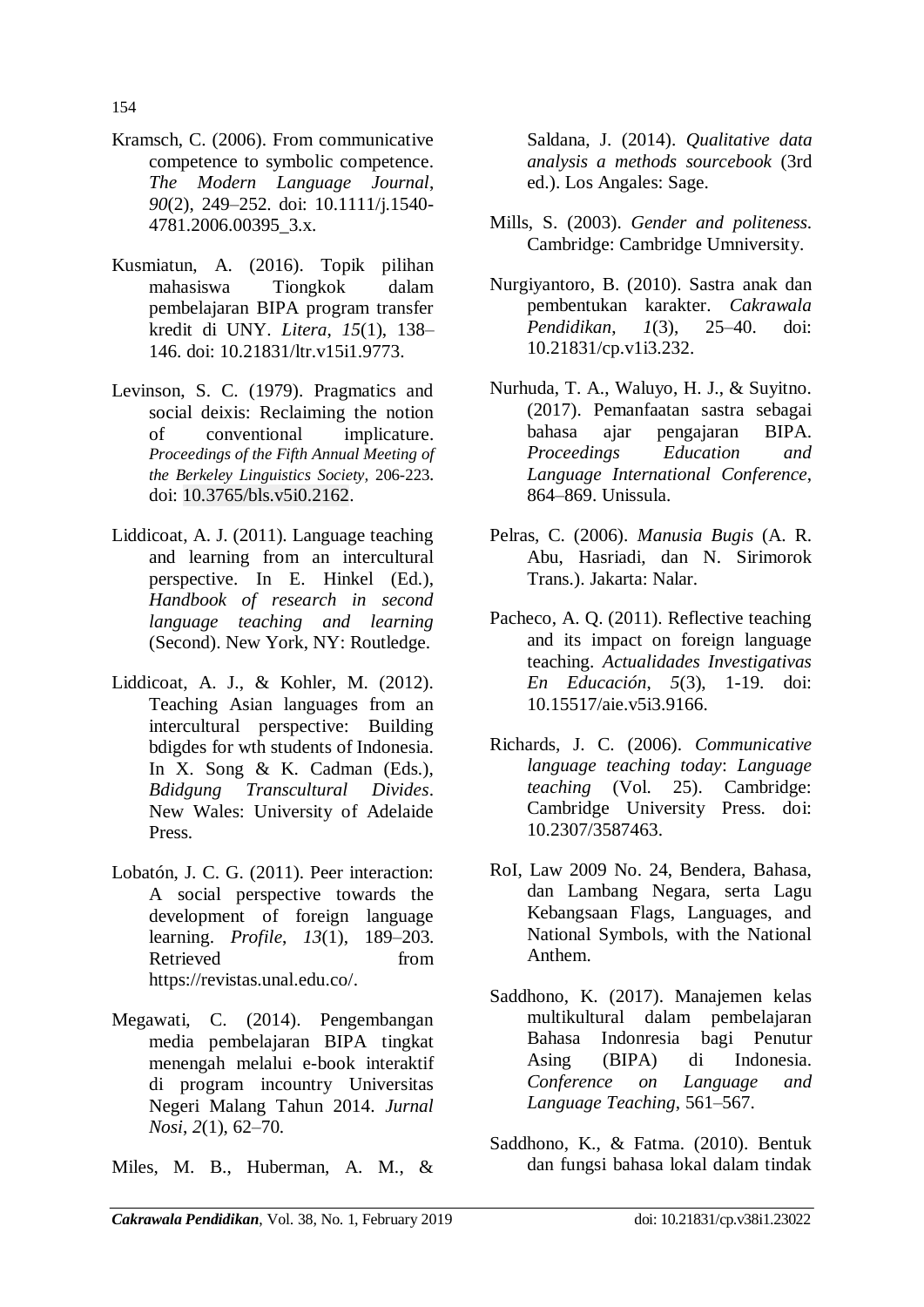Kramsch, C. (2006). From communicative competence to symbolic competence. *The Modern Language Journal*, *90*(2), 249–252. doi: 10.1111/j.1540-4781.2006.00395_3.x.

Kusmiatun, A. (2016). Topik pilihan mahasiswa Tiongkok dalam pembelajaran BIPA program transfer kredit di UNY. *Litera*, *15*(1), 138–146. doi: 10.21831/ltr.v15i1.9773.

Levinson, S. C. (1979). Pragmatics and social deixis: Reclaiming the notion of conventional implicature. *Proceedings of the Fifth Annual Meeting of the Berkeley Linguistics Society*, 206-223. doi: 10.3765/bls.v5i0.2162.

Liddicoat, A. J. (2011). Language teaching and learning from an intercultural perspective. In E. Hinkel (Ed.), *Handbook of research in second language teaching and learning* (Second). New York, NY: Routledge.

Liddicoat, A. J., & Kohler, M. (2012). Teaching Asian languages from an intercultural perspective: Building bdigdes for wth students of Indonesia. In X. Song & K. Cadman (Eds.), *Bdidgung Transcultural Divides*. New Wales: University of Adelaide Press.

Lobatón, J. C. G. (2011). Peer interaction: A social perspective towards the development of foreign language learning. *Profile*, *13*(1), 189–203. Retrieved from https://revistas.unal.edu.co/.

Megawati, C. (2014). Pengembangan media pembelajaran BIPA tingkat menengah melalui e-book interaktif di program incountry Universitas Negeri Malang Tahun 2014. *Jurnal Nosi*, *2*(1), 62–70.

Miles, M. B., Huberman, A. M., & Saldana, J. (2014). *Qualitative data analysis a methods sourcebook* (3rd ed.). Los Angales: Sage.

Mills, S. (2003). *Gender and politeness*. Cambridge: Cambridge Umniversity.

Nurgiyantoro, B. (2010). Sastra anak dan pembentukan karakter. *Cakrawala Pendidikan*, *1*(3), 25–40. doi: 10.21831/cp.v1i3.232.

Nurhuda, T. A., Waluyo, H. J., & Suyitno. (2017). Pemanfaatan sastra sebagai bahasa ajar pengajaran BIPA. *Proceedings Education and Language International Conference*, 864–869. Unissula.

Pelras, C. (2006). *Manusia Bugis* (A. R. Abu, Hasriadi, dan N. Sirimorok Trans.). Jakarta: Nalar.

Pacheco, A. Q. (2011). Reflective teaching and its impact on foreign language teaching. *Actualidades Investigativas En Educación*, *5*(3), 1-19. doi: 10.15517/aie.v5i3.9166.

Richards, J. C. (2006). *Communicative language teaching today*: *Language teaching* (Vol. 25). Cambridge: Cambridge University Press. doi: 10.2307/3587463.

RoI, Law 2009 No. 24, Bendera, Bahasa, dan Lambang Negara, serta Lagu Kebangsaan Flags, Languages, and National Symbols, with the National Anthem.

Saddhono, K. (2017). Manajemen kelas multikultural dalam pembelajaran Bahasa Indonresia bagi Penutur Asing (BIPA) di Indonesia. *Conference on Language and Language Teaching*, 561–567.

Saddhono, K., & Fatma. (2010). Bentuk dan fungsi bahasa lokal dalam tindak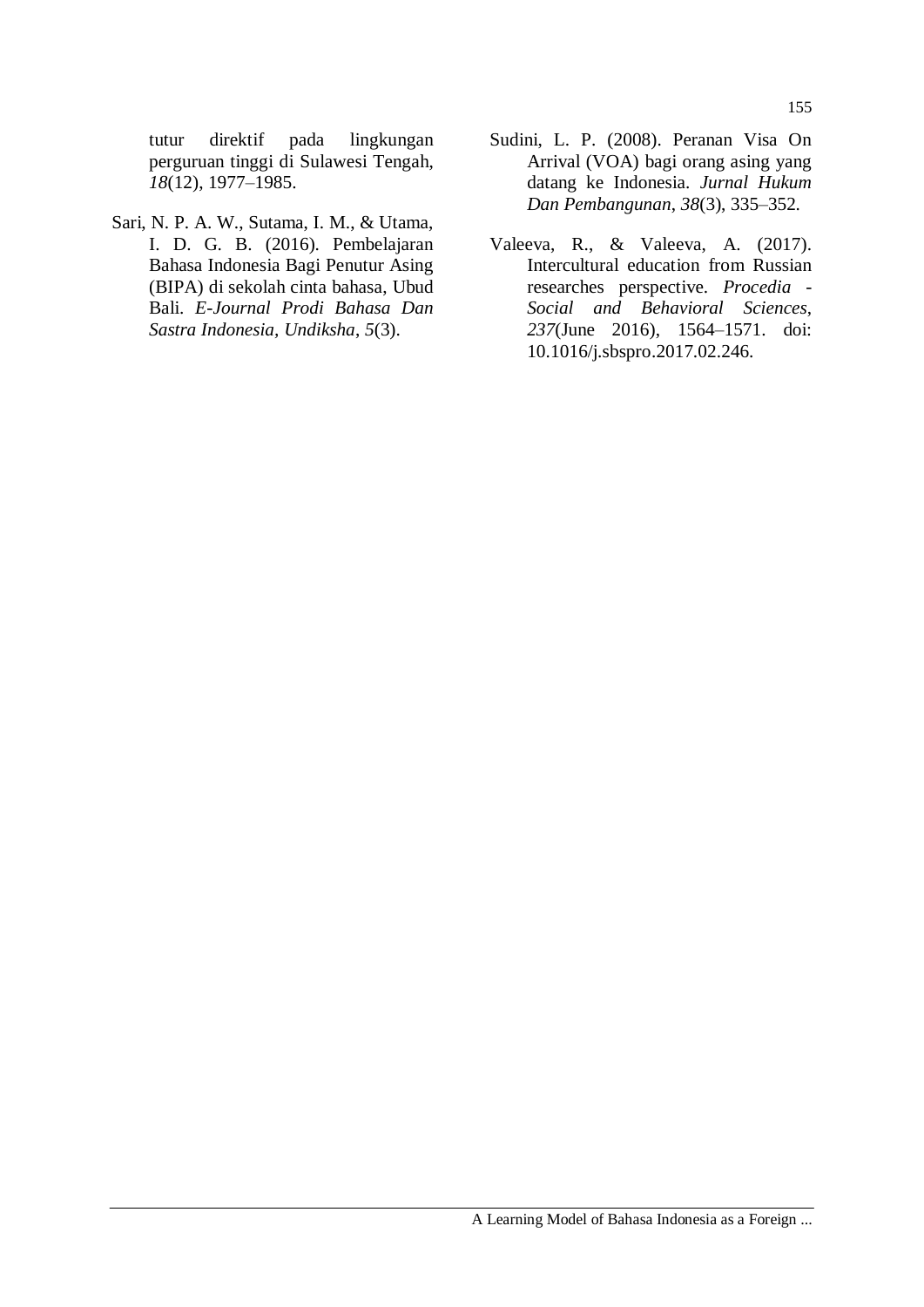tutur direktif pada lingkungan perguruan tinggi di Sulawesi Tengah, *18*(12), 1977–1985.

Sari, N. P. A. W., Sutama, I. M., & Utama, I. D. G. B. (2016). Pembelajaran Bahasa Indonesia Bagi Penutur Asing (BIPA) di sekolah cinta bahasa, Ubud Bali. *E-Journal Prodi Bahasa Dan Sastra Indonesia, Undiksha*, *5*(3).

Sudini, L. P. (2008). Peranan Visa On Arrival (VOA) bagi orang asing yang datang ke Indonesia. *Jurnal Hukum Dan Pembangunan*, *38*(3), 335–352.

Valeeva, R., & Valeeva, A. (2017). Intercultural education from Russian researches perspective. *Procedia - Social and Behavioral Sciences*, *237*(June 2016), 1564–1571. doi: 10.1016/j.sbspro.2017.02.246.